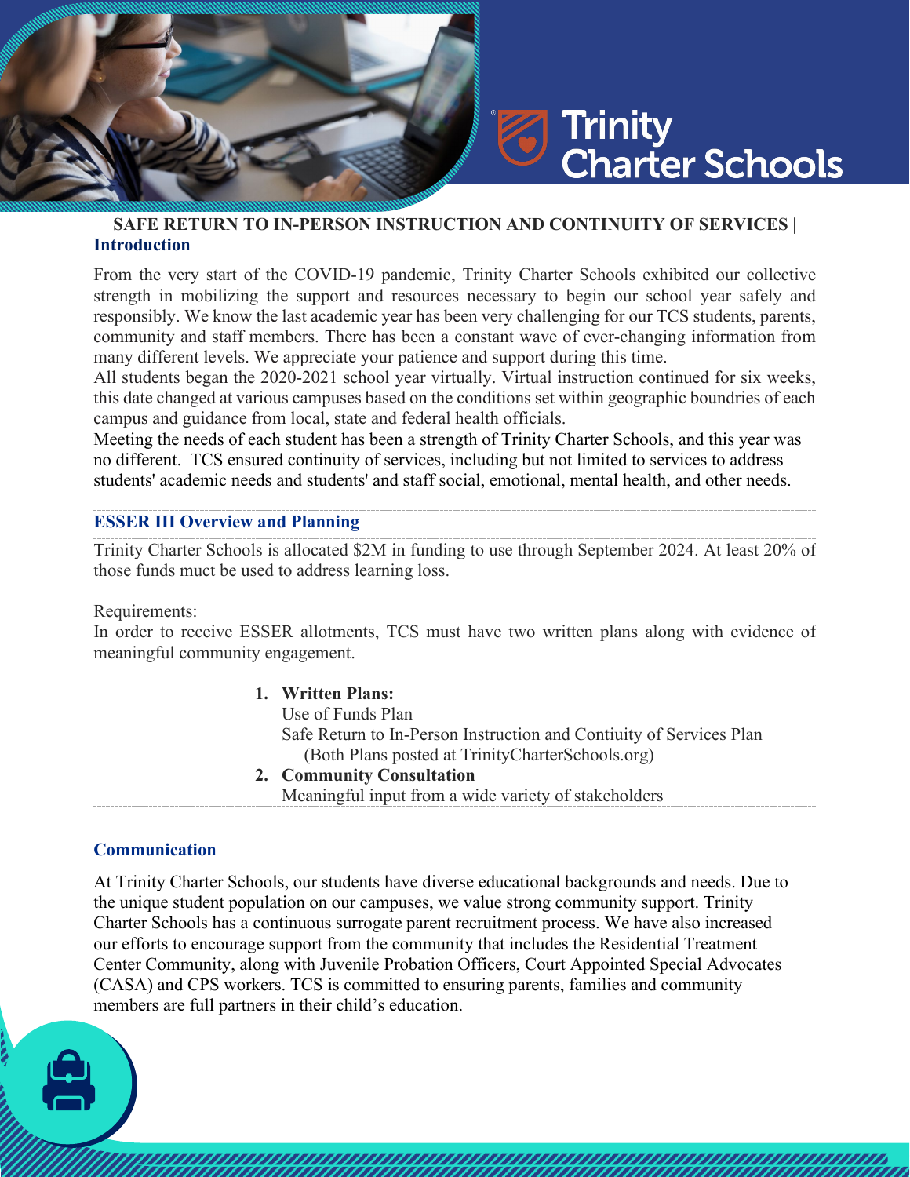# Trinity Charter Schools

**SAFE RETURN TO IN-PERSON INSTRUCTION AND CONTINUITY OF SERVICES |**

## Introduction

From the very start of the COVID-19 pandemic, Trinity Charter Schools exhibited our collective strength in mobilizing the support and resources necessary to begin our school year safely and responsibly. We know the last academic year has been very challenging for our TCS students, parents, community and staff members. There has been a constant wave of ever-changing information from many different levels. We appreciate your patience and support during this time.

All students began the 2020-2021 school year virtually. Virtual instruction continued for six weeks, this date changed at various campuses based on the conditions set within geographic boundries of each campus and guidance from local, state and federal health officials.

Meeting the needs of each student has been a strength of Trinity Charter Schools, and this year was no different. TCS ensured continuity of services, including but not limited to services to address students' academic needs and students' and staff social, emotional, mental health, and other needs.

## ESSER III Overview and Planning

Trinity Charter Schools is allocated $2M in funding to use through September 2024. At least 20% of those funds muct be used to address learning loss.

Requirements:

In order to receive ESSER allotments, TCS must have two written plans along with evidence of meaningful community engagement.

1. **Written Plans:**
   Use of Funds Plan
   Safe Return to In-Person Instruction and Contiuity of Services Plan
   (Both Plans posted at TrinityCharterSchools.org)
2. **Community Consultation**
   Meaningful input from a wide variety of stakeholders

## Communication

At Trinity Charter Schools, our students have diverse educational backgrounds and needs. Due to the unique student population on our campuses, we value strong community support. Trinity Charter Schools has a continuous surrogate parent recruitment process. We have also increased our efforts to encourage support from the community that includes the Residential Treatment Center Community, along with Juvenile Probation Officers, Court Appointed Special Advocates (CASA) and CPS workers. TCS is committed to ensuring parents, families and community members are full partners in their child's education.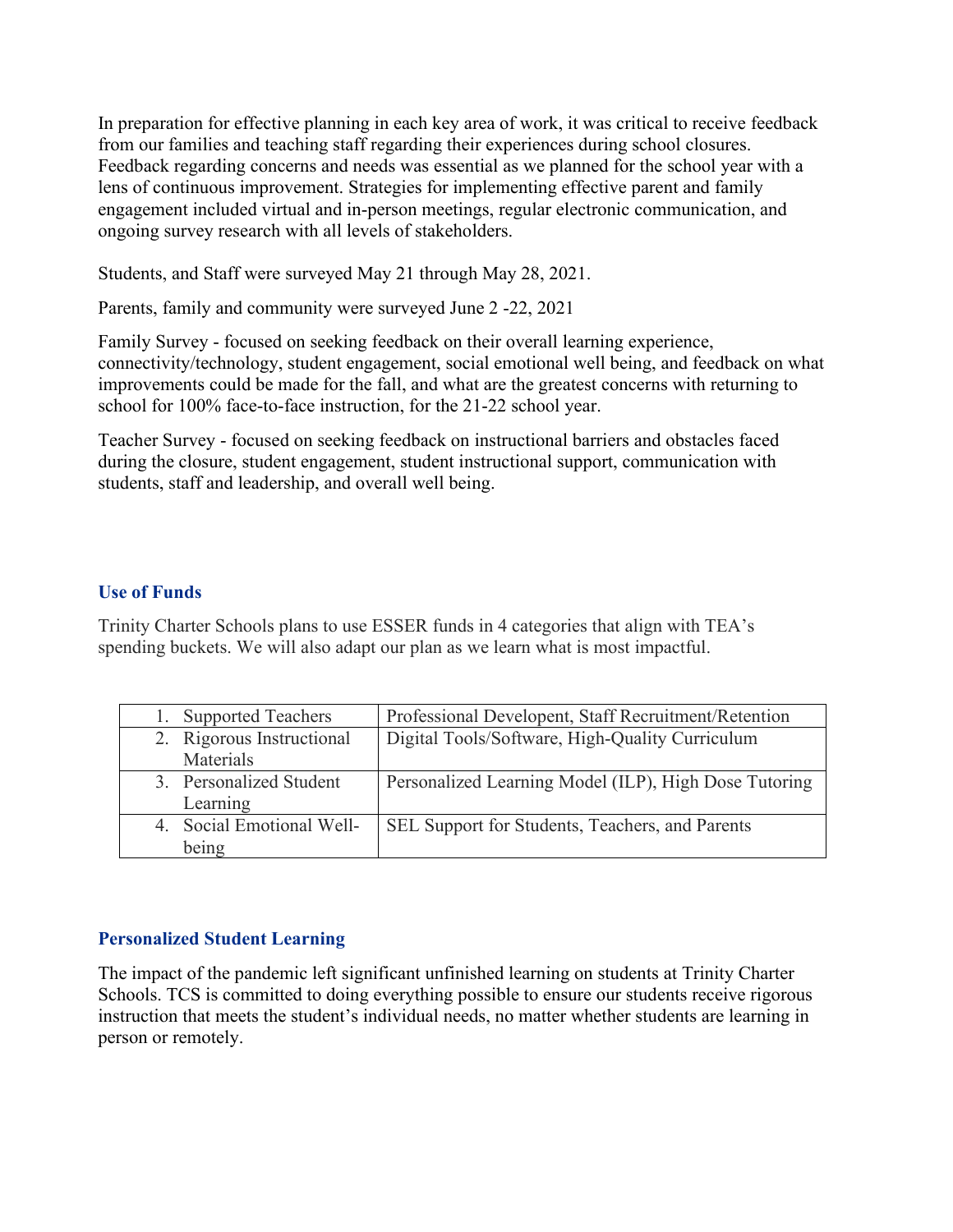In preparation for effective planning in each key area of work, it was critical to receive feedback from our families and teaching staff regarding their experiences during school closures. Feedback regarding concerns and needs was essential as we planned for the school year with a lens of continuous improvement. Strategies for implementing effective parent and family engagement included virtual and in-person meetings, regular electronic communication, and ongoing survey research with all levels of stakeholders.

Students, and Staff were surveyed May 21 through May 28, 2021.

Parents, family and community were surveyed June 2 -22, 2021

Family Survey - focused on seeking feedback on their overall learning experience, connectivity/technology, student engagement, social emotional well being, and feedback on what improvements could be made for the fall, and what are the greatest concerns with returning to school for 100% face-to-face instruction, for the 21-22 school year.

Teacher Survey - focused on seeking feedback on instructional barriers and obstacles faced during the closure, student engagement, student instructional support, communication with students, staff and leadership, and overall well being.

## Use of Funds

Trinity Charter Schools plans to use ESSER funds in 4 categories that align with TEA's spending buckets. We will also adapt our plan as we learn what is most impactful.

| | |
|---|---|
| 1. Supported Teachers | Professional Development, Staff Recruitment/Retention |
| 2. Rigorous Instructional Materials | Digital Tools/Software, High-Quality Curriculum |
| 3. Personalized Student Learning | Personalized Learning Model (ILP), High Dose Tutoring |
| 4. Social Emotional Well-being | SEL Support for Students, Teachers, and Parents |

## Personalized Student Learning

The impact of the pandemic left significant unfinished learning on students at Trinity Charter Schools. TCS is committed to doing everything possible to ensure our students receive rigorous instruction that meets the student's individual needs, no matter whether students are learning in person or remotely.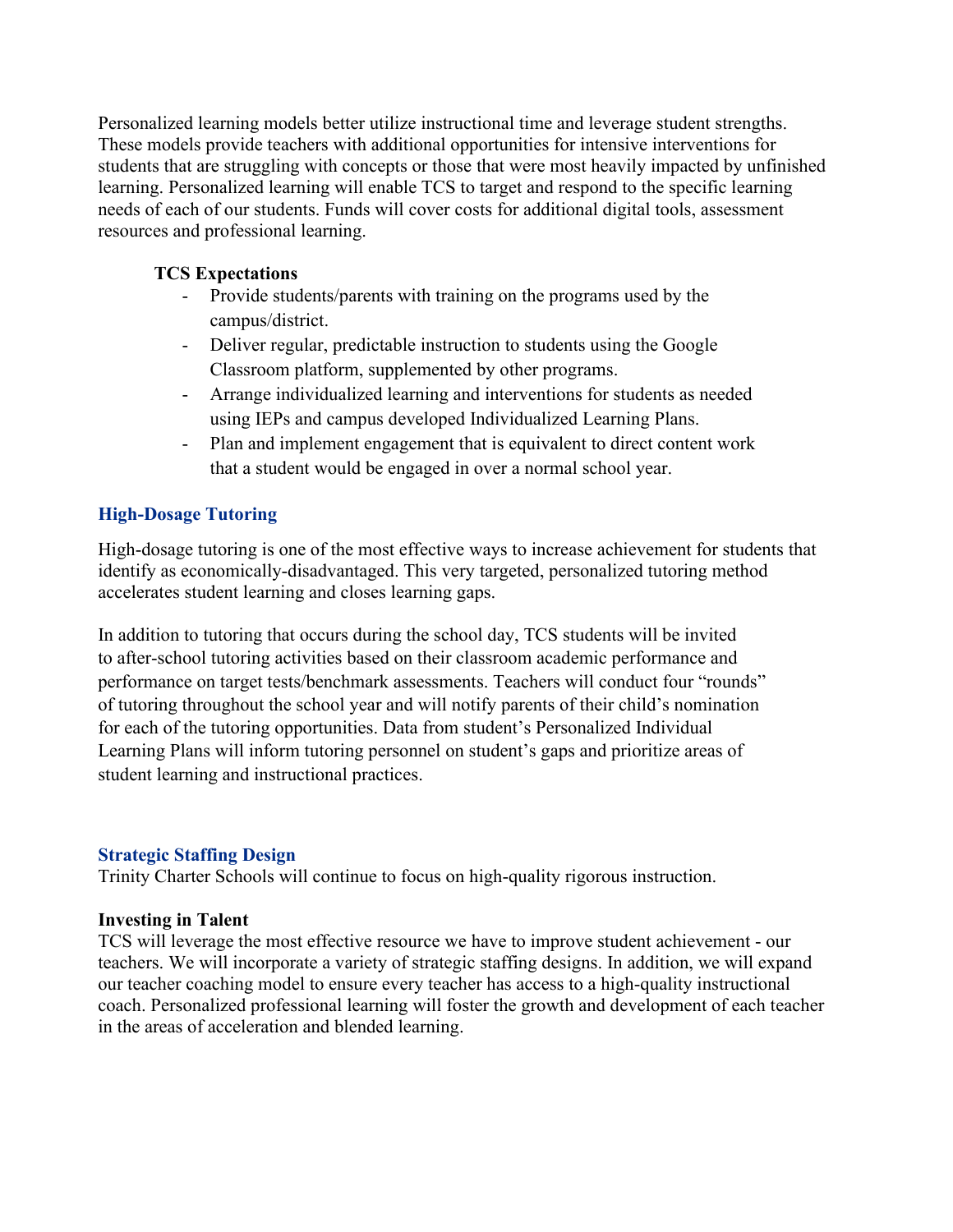Personalized learning models better utilize instructional time and leverage student strengths. These models provide teachers with additional opportunities for intensive interventions for students that are struggling with concepts or those that were most heavily impacted by unfinished learning. Personalized learning will enable TCS to target and respond to the specific learning needs of each of our students. Funds will cover costs for additional digital tools, assessment resources and professional learning.

**TCS Expectations**

- Provide students/parents with training on the programs used by the campus/district.
- Deliver regular, predictable instruction to students using the Google Classroom platform, supplemented by other programs.
- Arrange individualized learning and interventions for students as needed using IEPs and campus developed Individualized Learning Plans.
- Plan and implement engagement that is equivalent to direct content work that a student would be engaged in over a normal school year.

## High-Dosage Tutoring

High-dosage tutoring is one of the most effective ways to increase achievement for students that identify as economically-disadvantaged. This very targeted, personalized tutoring method accelerates student learning and closes learning gaps.

In addition to tutoring that occurs during the school day, TCS students will be invited to after-school tutoring activities based on their classroom academic performance and performance on target tests/benchmark assessments. Teachers will conduct four "rounds" of tutoring throughout the school year and will notify parents of their child's nomination for each of the tutoring opportunities. Data from student's Personalized Individual Learning Plans will inform tutoring personnel on student's gaps and prioritize areas of student learning and instructional practices.

## Strategic Staffing Design

Trinity Charter Schools will continue to focus on high-quality rigorous instruction.

**Investing in Talent**

TCS will leverage the most effective resource we have to improve student achievement - our teachers. We will incorporate a variety of strategic staffing designs. In addition, we will expand our teacher coaching model to ensure every teacher has access to a high-quality instructional coach. Personalized professional learning will foster the growth and development of each teacher in the areas of acceleration and blended learning.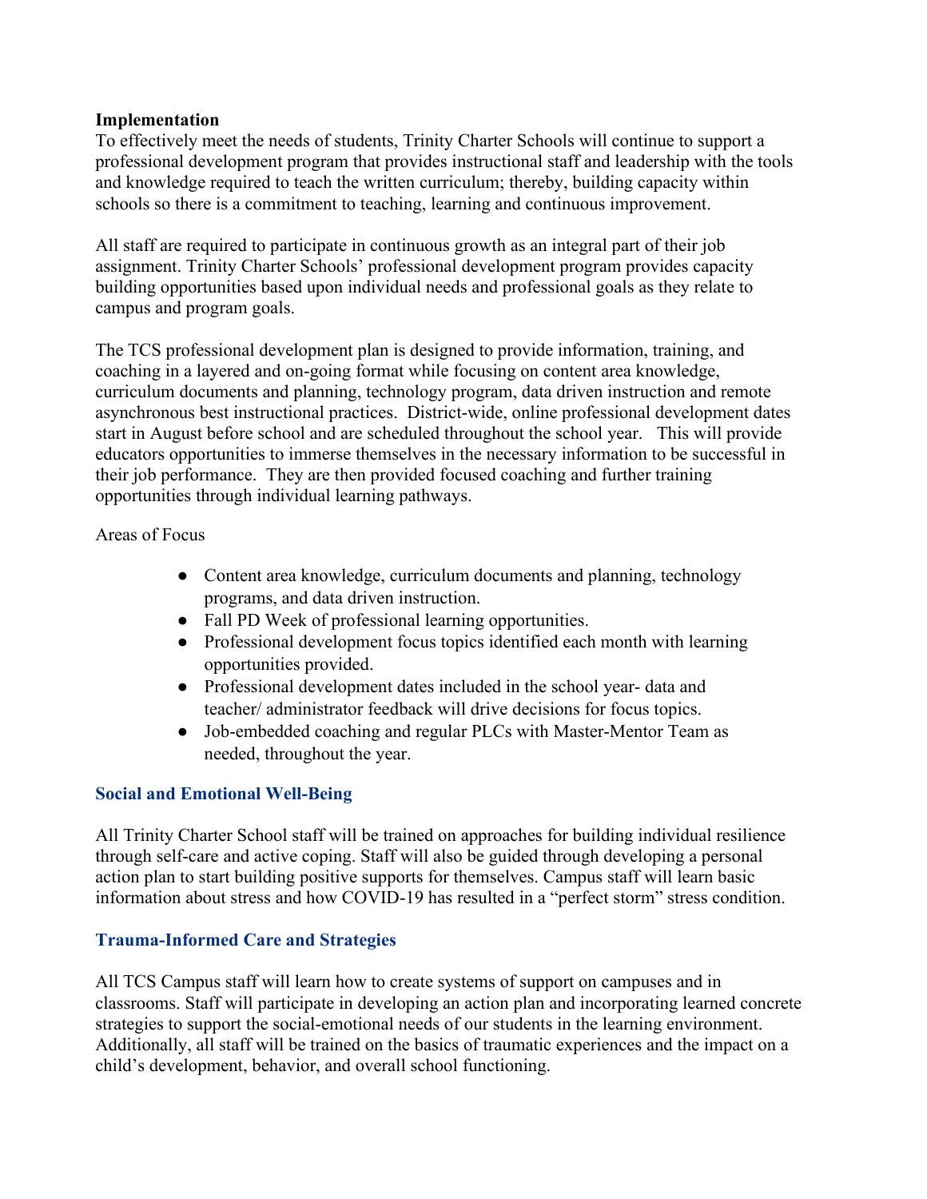**Implementation**

To effectively meet the needs of students, Trinity Charter Schools will continue to support a professional development program that provides instructional staff and leadership with the tools and knowledge required to teach the written curriculum; thereby, building capacity within schools so there is a commitment to teaching, learning and continuous improvement.

All staff are required to participate in continuous growth as an integral part of their job assignment. Trinity Charter Schools' professional development program provides capacity building opportunities based upon individual needs and professional goals as they relate to campus and program goals.

The TCS professional development plan is designed to provide information, training, and coaching in a layered and on-going format while focusing on content area knowledge, curriculum documents and planning, technology program, data driven instruction and remote asynchronous best instructional practices. District-wide, online professional development dates start in August before school and are scheduled throughout the school year. This will provide educators opportunities to immerse themselves in the necessary information to be successful in their job performance. They are then provided focused coaching and further training opportunities through individual learning pathways.

Areas of Focus

- Content area knowledge, curriculum documents and planning, technology programs, and data driven instruction.
- Fall PD Week of professional learning opportunities.
- Professional development focus topics identified each month with learning opportunities provided.
- Professional development dates included in the school year- data and teacher/ administrator feedback will drive decisions for focus topics.
- Job-embedded coaching and regular PLCs with Master-Mentor Team as needed, throughout the year.

## Social and Emotional Well-Being

All Trinity Charter School staff will be trained on approaches for building individual resilience through self-care and active coping. Staff will also be guided through developing a personal action plan to start building positive supports for themselves. Campus staff will learn basic information about stress and how COVID-19 has resulted in a "perfect storm" stress condition.

## Trauma-Informed Care and Strategies

All TCS Campus staff will learn how to create systems of support on campuses and in classrooms. Staff will participate in developing an action plan and incorporating learned concrete strategies to support the social-emotional needs of our students in the learning environment. Additionally, all staff will be trained on the basics of traumatic experiences and the impact on a child's development, behavior, and overall school functioning.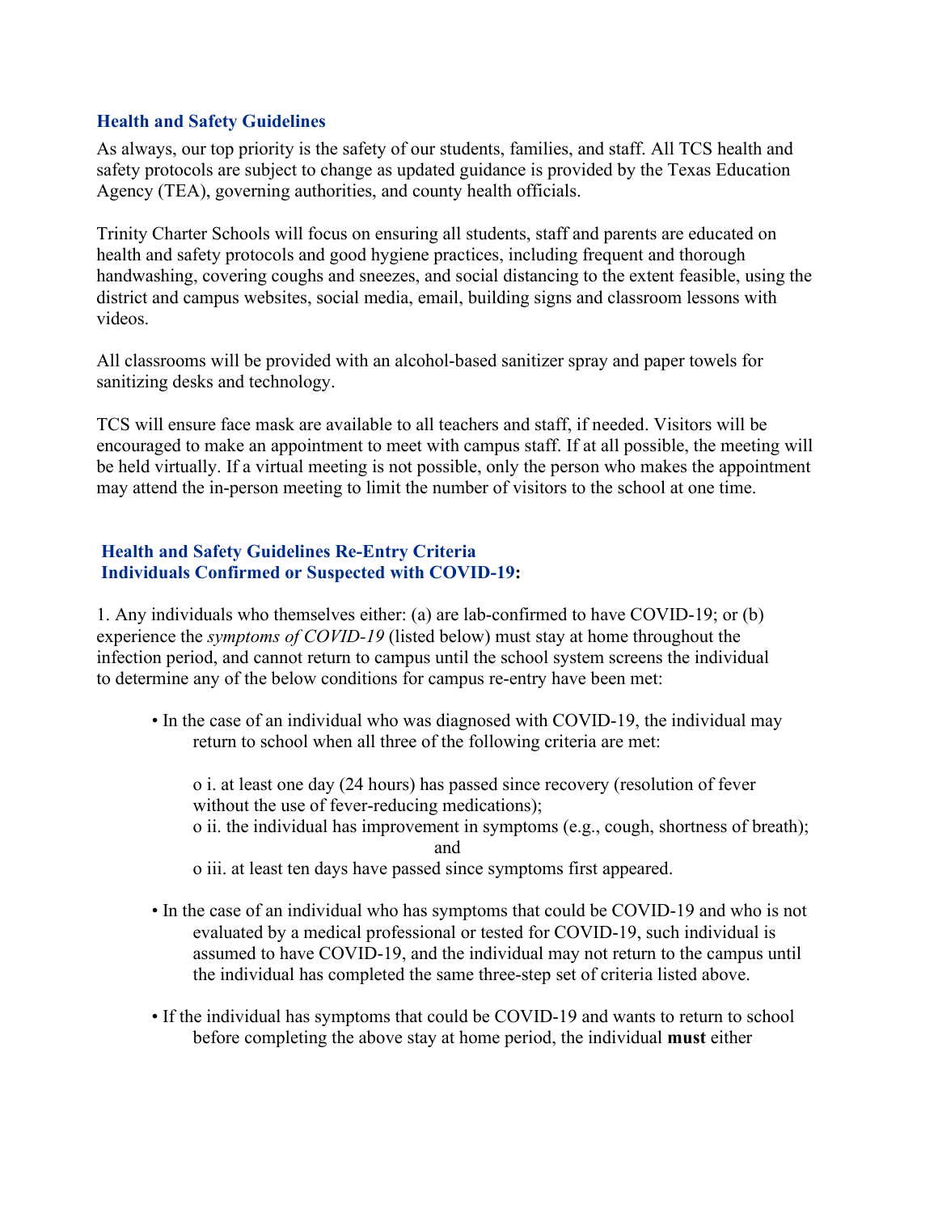## Health and Safety Guidelines

As always, our top priority is the safety of our students, families, and staff. All TCS health and safety protocols are subject to change as updated guidance is provided by the Texas Education Agency (TEA), governing authorities, and county health officials.

Trinity Charter Schools will focus on ensuring all students, staff and parents are educated on health and safety protocols and good hygiene practices, including frequent and thorough handwashing, covering coughs and sneezes, and social distancing to the extent feasible, using the district and campus websites, social media, email, building signs and classroom lessons with videos.

All classrooms will be provided with an alcohol-based sanitizer spray and paper towels for sanitizing desks and technology.

TCS will ensure face mask are available to all teachers and staff, if needed. Visitors will be encouraged to make an appointment to meet with campus staff. If at all possible, the meeting will be held virtually. If a virtual meeting is not possible, only the person who makes the appointment may attend the in-person meeting to limit the number of visitors to the school at one time.

## Health and Safety Guidelines Re-Entry Criteria
## Individuals Confirmed or Suspected with COVID-19:

1. Any individuals who themselves either: (a) are lab-confirmed to have COVID-19; or (b) experience the *symptoms of COVID-19* (listed below) must stay at home throughout the infection period, and cannot return to campus until the school system screens the individual to determine any of the below conditions for campus re-entry have been met:

- In the case of an individual who was diagnosed with COVID-19, the individual may return to school when all three of the following criteria are met:
  - i. at least one day (24 hours) has passed since recovery (resolution of fever without the use of fever-reducing medications);
  - ii. the individual has improvement in symptoms (e.g., cough, shortness of breath); and
  - iii. at least ten days have passed since symptoms first appeared.
- In the case of an individual who has symptoms that could be COVID-19 and who is not evaluated by a medical professional or tested for COVID-19, such individual is assumed to have COVID-19, and the individual may not return to the campus until the individual has completed the same three-step set of criteria listed above.
- If the individual has symptoms that could be COVID-19 and wants to return to school before completing the above stay at home period, the individual **must** either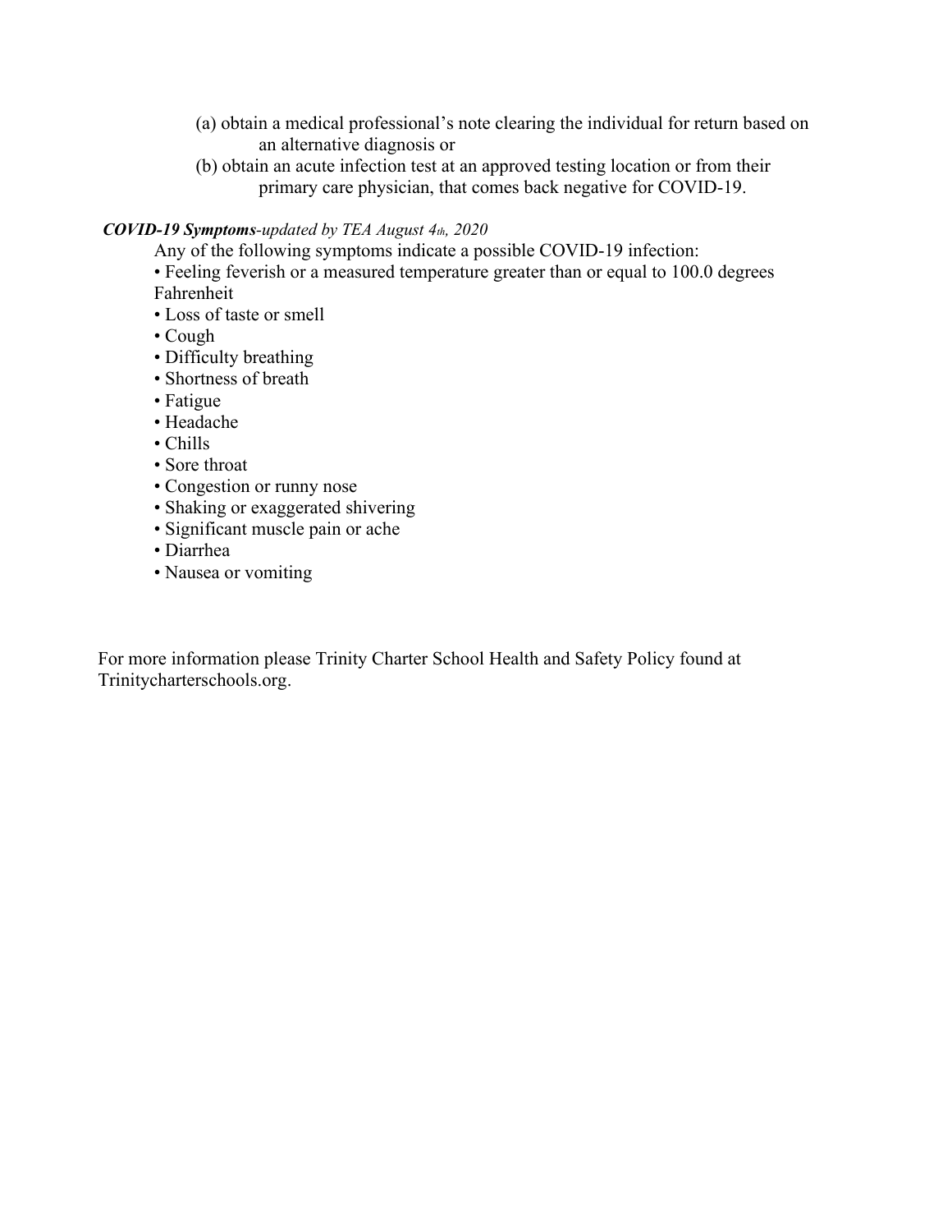(a) obtain a medical professional's note clearing the individual for return based on an alternative diagnosis or

(b) obtain an acute infection test at an approved testing location or from their primary care physician, that comes back negative for COVID-19.

***COVID-19 Symptoms****-updated by TEA August 4th, 2020*

Any of the following symptoms indicate a possible COVID-19 infection:

- Feeling feverish or a measured temperature greater than or equal to 100.0 degrees Fahrenheit
- Loss of taste or smell
- Cough
- Difficulty breathing
- Shortness of breath
- Fatigue
- Headache
- Chills
- Sore throat
- Congestion or runny nose
- Shaking or exaggerated shivering
- Significant muscle pain or ache
- Diarrhea
- Nausea or vomiting

For more information please Trinity Charter School Health and Safety Policy found at Trinitycharterschools.org.